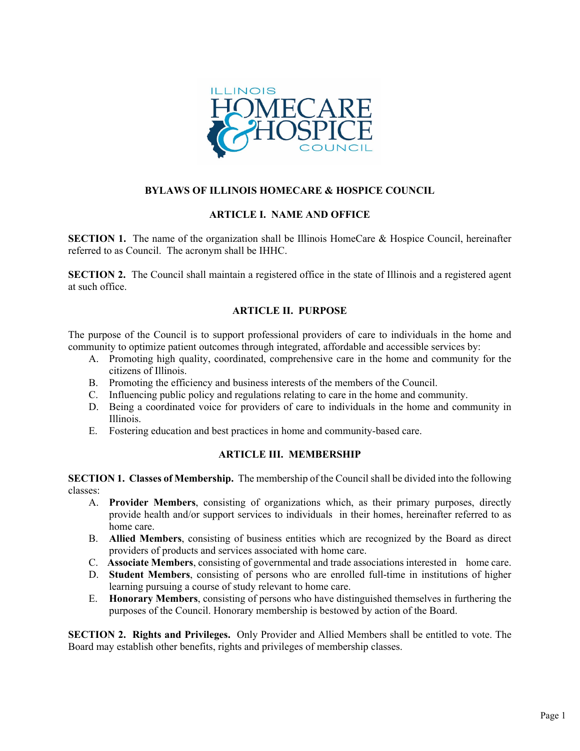# BYLAWS OF ILLINOIS HOMECARE & HOSPICE COUNCIL

## ARTICLE I. NAME AND OFFICE

**SECTION 1.** The name of the organization shall be Illinois HomeCare & Hospice Council, hereinafter referred to as Council. The acronym shall be IHHC.

**SECTION 2.** The Council shall maintain a registered office in the state of Illinois and a registered agent at such office.

## ARTICLE II. PURPOSE

The purpose of the Council is to support professional providers of care to individuals in the home and community to optimize patient outcomes through integrated, affordable and accessible services by:

A. Promoting high quality, coordinated, comprehensive care in the home and community for the citizens of Illinois.
B. Promoting the efficiency and business interests of the members of the Council.
C. Influencing public policy and regulations relating to care in the home and community.
D. Being a coordinated voice for providers of care to individuals in the home and community in Illinois.
E. Fostering education and best practices in home and community-based care.

## ARTICLE III. MEMBERSHIP

**SECTION 1. Classes of Membership.** The membership of the Council shall be divided into the following classes:

A. **Provider Members**, consisting of organizations which, as their primary purposes, directly provide health and/or support services to individuals in their homes, hereinafter referred to as home care.
B. **Allied Members**, consisting of business entities which are recognized by the Board as direct providers of products and services associated with home care.
C. **Associate Members**, consisting of governmental and trade associations interested in home care.
D. **Student Members**, consisting of persons who are enrolled full-time in institutions of higher learning pursuing a course of study relevant to home care.
E. **Honorary Members**, consisting of persons who have distinguished themselves in furthering the purposes of the Council. Honorary membership is bestowed by action of the Board.

**SECTION 2. Rights and Privileges.** Only Provider and Allied Members shall be entitled to vote. The Board may establish other benefits, rights and privileges of membership classes.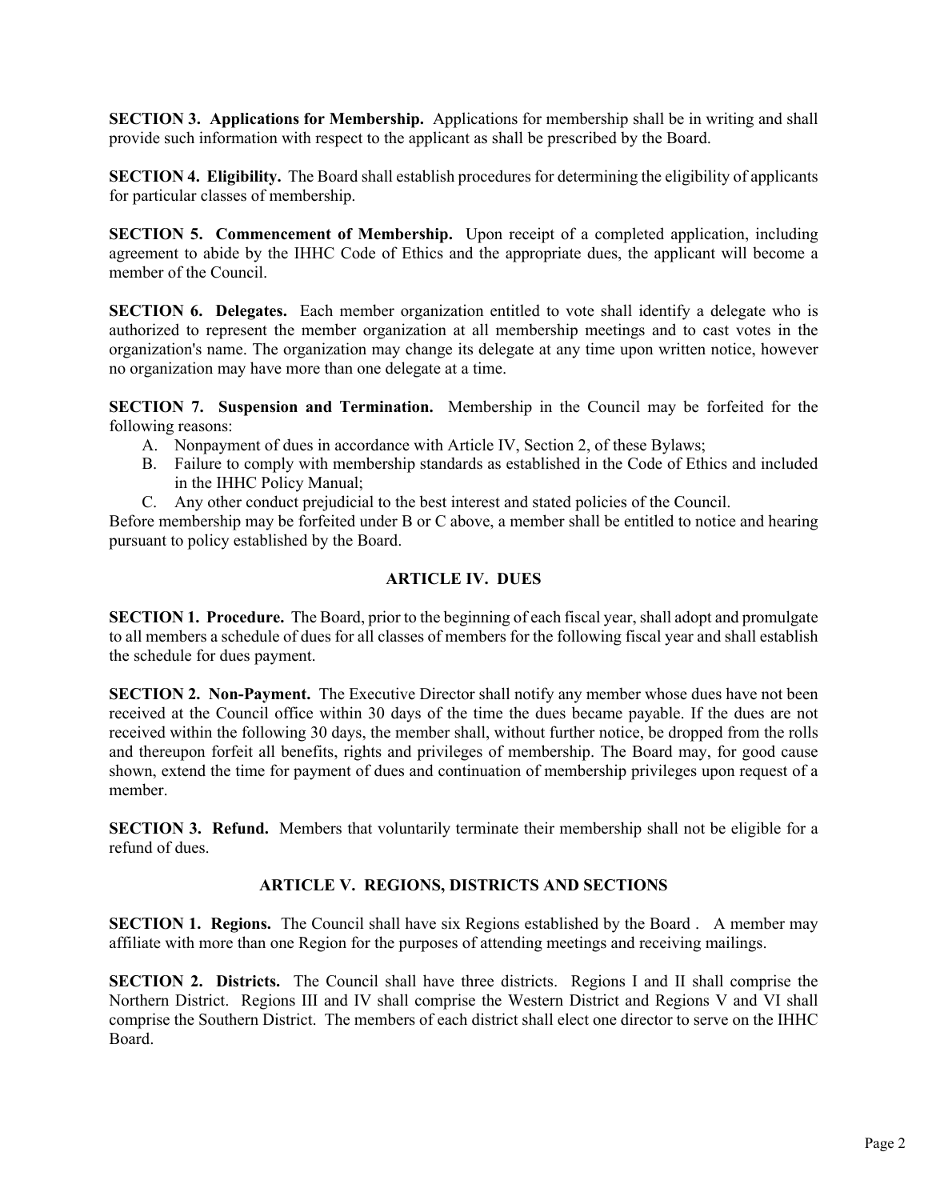**SECTION 3. Applications for Membership.** Applications for membership shall be in writing and shall provide such information with respect to the applicant as shall be prescribed by the Board.

**SECTION 4. Eligibility.** The Board shall establish procedures for determining the eligibility of applicants for particular classes of membership.

**SECTION 5. Commencement of Membership.** Upon receipt of a completed application, including agreement to abide by the IHHC Code of Ethics and the appropriate dues, the applicant will become a member of the Council.

**SECTION 6. Delegates.** Each member organization entitled to vote shall identify a delegate who is authorized to represent the member organization at all membership meetings and to cast votes in the organization's name. The organization may change its delegate at any time upon written notice, however no organization may have more than one delegate at a time.

**SECTION 7. Suspension and Termination.** Membership in the Council may be forfeited for the following reasons:

A. Nonpayment of dues in accordance with Article IV, Section 2, of these Bylaws;
B. Failure to comply with membership standards as established in the Code of Ethics and included in the IHHC Policy Manual;
C. Any other conduct prejudicial to the best interest and stated policies of the Council.

Before membership may be forfeited under B or C above, a member shall be entitled to notice and hearing pursuant to policy established by the Board.

## ARTICLE IV. DUES

**SECTION 1. Procedure.** The Board, prior to the beginning of each fiscal year, shall adopt and promulgate to all members a schedule of dues for all classes of members for the following fiscal year and shall establish the schedule for dues payment.

**SECTION 2. Non-Payment.** The Executive Director shall notify any member whose dues have not been received at the Council office within 30 days of the time the dues became payable. If the dues are not received within the following 30 days, the member shall, without further notice, be dropped from the rolls and thereupon forfeit all benefits, rights and privileges of membership. The Board may, for good cause shown, extend the time for payment of dues and continuation of membership privileges upon request of a member.

**SECTION 3. Refund.** Members that voluntarily terminate their membership shall not be eligible for a refund of dues.

## ARTICLE V. REGIONS, DISTRICTS AND SECTIONS

**SECTION 1. Regions.** The Council shall have six Regions established by the Board . A member may affiliate with more than one Region for the purposes of attending meetings and receiving mailings.

**SECTION 2. Districts.** The Council shall have three districts. Regions I and II shall comprise the Northern District. Regions III and IV shall comprise the Western District and Regions V and VI shall comprise the Southern District. The members of each district shall elect one director to serve on the IHHC Board.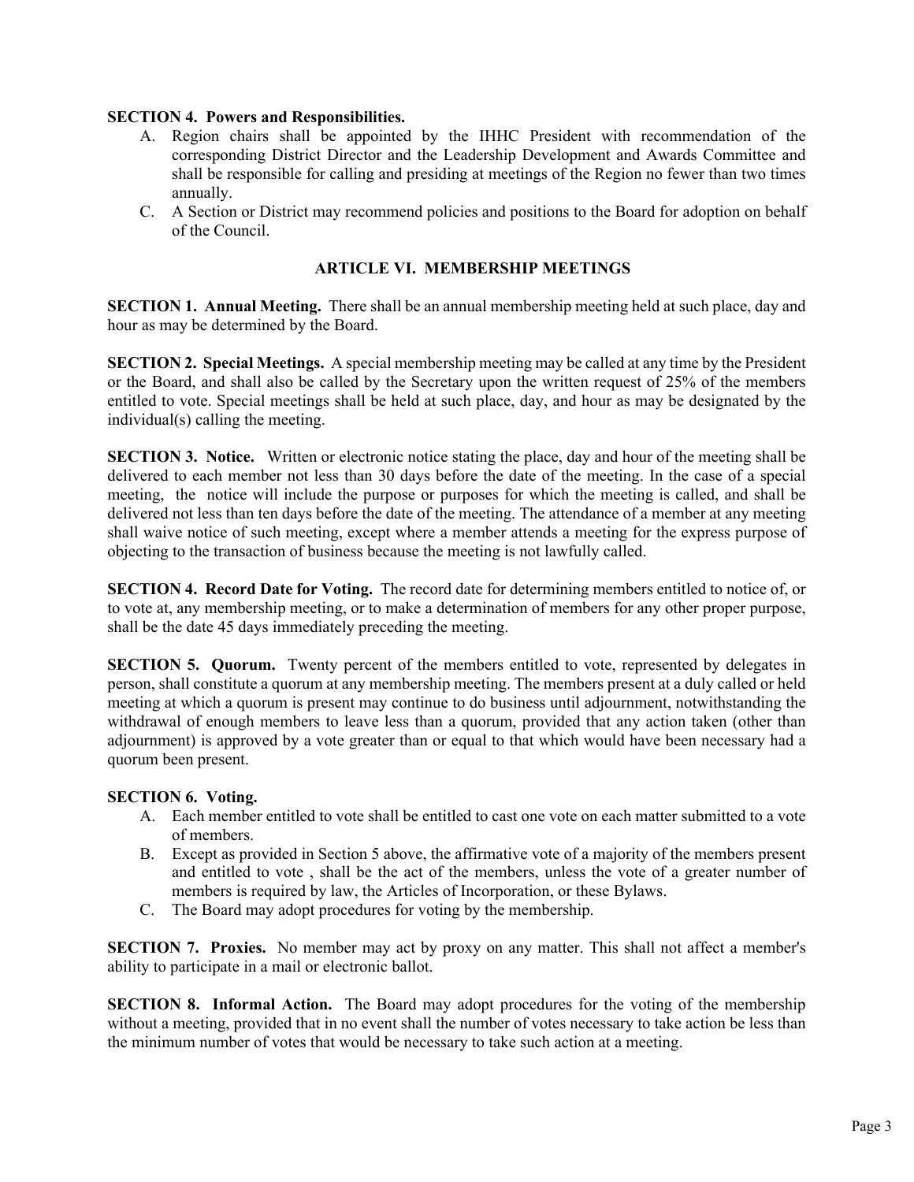**SECTION 4. Powers and Responsibilities.**

A. Region chairs shall be appointed by the IHHC President with recommendation of the corresponding District Director and the Leadership Development and Awards Committee and shall be responsible for calling and presiding at meetings of the Region no fewer than two times annually.

C. A Section or District may recommend policies and positions to the Board for adoption on behalf of the Council.

## ARTICLE VI. MEMBERSHIP MEETINGS

**SECTION 1. Annual Meeting.** There shall be an annual membership meeting held at such place, day and hour as may be determined by the Board.

**SECTION 2. Special Meetings.** A special membership meeting may be called at any time by the President or the Board, and shall also be called by the Secretary upon the written request of 25% of the members entitled to vote. Special meetings shall be held at such place, day, and hour as may be designated by the individual(s) calling the meeting.

**SECTION 3. Notice.** Written or electronic notice stating the place, day and hour of the meeting shall be delivered to each member not less than 30 days before the date of the meeting. In the case of a special meeting, the notice will include the purpose or purposes for which the meeting is called, and shall be delivered not less than ten days before the date of the meeting. The attendance of a member at any meeting shall waive notice of such meeting, except where a member attends a meeting for the express purpose of objecting to the transaction of business because the meeting is not lawfully called.

**SECTION 4. Record Date for Voting.** The record date for determining members entitled to notice of, or to vote at, any membership meeting, or to make a determination of members for any other proper purpose, shall be the date 45 days immediately preceding the meeting.

**SECTION 5. Quorum.** Twenty percent of the members entitled to vote, represented by delegates in person, shall constitute a quorum at any membership meeting. The members present at a duly called or held meeting at which a quorum is present may continue to do business until adjournment, notwithstanding the withdrawal of enough members to leave less than a quorum, provided that any action taken (other than adjournment) is approved by a vote greater than or equal to that which would have been necessary had a quorum been present.

**SECTION 6. Voting.**

A. Each member entitled to vote shall be entitled to cast one vote on each matter submitted to a vote of members.

B. Except as provided in Section 5 above, the affirmative vote of a majority of the members present and entitled to vote , shall be the act of the members, unless the vote of a greater number of members is required by law, the Articles of Incorporation, or these Bylaws.

C. The Board may adopt procedures for voting by the membership.

**SECTION 7. Proxies.** No member may act by proxy on any matter. This shall not affect a member's ability to participate in a mail or electronic ballot.

**SECTION 8. Informal Action.** The Board may adopt procedures for the voting of the membership without a meeting, provided that in no event shall the number of votes necessary to take action be less than the minimum number of votes that would be necessary to take such action at a meeting.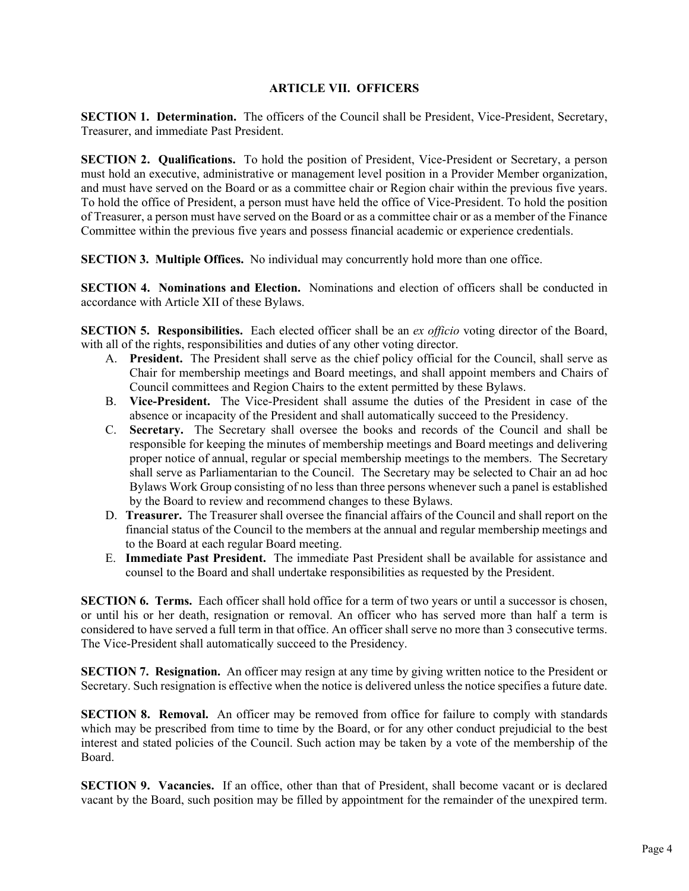## ARTICLE VII. OFFICERS

**SECTION 1. Determination.** The officers of the Council shall be President, Vice-President, Secretary, Treasurer, and immediate Past President.

**SECTION 2. Qualifications.** To hold the position of President, Vice-President or Secretary, a person must hold an executive, administrative or management level position in a Provider Member organization, and must have served on the Board or as a committee chair or Region chair within the previous five years. To hold the office of President, a person must have held the office of Vice-President. To hold the position of Treasurer, a person must have served on the Board or as a committee chair or as a member of the Finance Committee within the previous five years and possess financial academic or experience credentials.

**SECTION 3. Multiple Offices.** No individual may concurrently hold more than one office.

**SECTION 4. Nominations and Election.** Nominations and election of officers shall be conducted in accordance with Article XII of these Bylaws.

**SECTION 5. Responsibilities.** Each elected officer shall be an *ex officio* voting director of the Board, with all of the rights, responsibilities and duties of any other voting director.

A. **President.** The President shall serve as the chief policy official for the Council, shall serve as Chair for membership meetings and Board meetings, and shall appoint members and Chairs of Council committees and Region Chairs to the extent permitted by these Bylaws.

B. **Vice-President.** The Vice-President shall assume the duties of the President in case of the absence or incapacity of the President and shall automatically succeed to the Presidency.

C. **Secretary.** The Secretary shall oversee the books and records of the Council and shall be responsible for keeping the minutes of membership meetings and Board meetings and delivering proper notice of annual, regular or special membership meetings to the members. The Secretary shall serve as Parliamentarian to the Council. The Secretary may be selected to Chair an ad hoc Bylaws Work Group consisting of no less than three persons whenever such a panel is established by the Board to review and recommend changes to these Bylaws.

D. **Treasurer.** The Treasurer shall oversee the financial affairs of the Council and shall report on the financial status of the Council to the members at the annual and regular membership meetings and to the Board at each regular Board meeting.

E. **Immediate Past President.** The immediate Past President shall be available for assistance and counsel to the Board and shall undertake responsibilities as requested by the President.

**SECTION 6. Terms.** Each officer shall hold office for a term of two years or until a successor is chosen, or until his or her death, resignation or removal. An officer who has served more than half a term is considered to have served a full term in that office. An officer shall serve no more than 3 consecutive terms. The Vice-President shall automatically succeed to the Presidency.

**SECTION 7. Resignation.** An officer may resign at any time by giving written notice to the President or Secretary. Such resignation is effective when the notice is delivered unless the notice specifies a future date.

**SECTION 8. Removal.** An officer may be removed from office for failure to comply with standards which may be prescribed from time to time by the Board, or for any other conduct prejudicial to the best interest and stated policies of the Council. Such action may be taken by a vote of the membership of the Board.

**SECTION 9. Vacancies.** If an office, other than that of President, shall become vacant or is declared vacant by the Board, such position may be filled by appointment for the remainder of the unexpired term.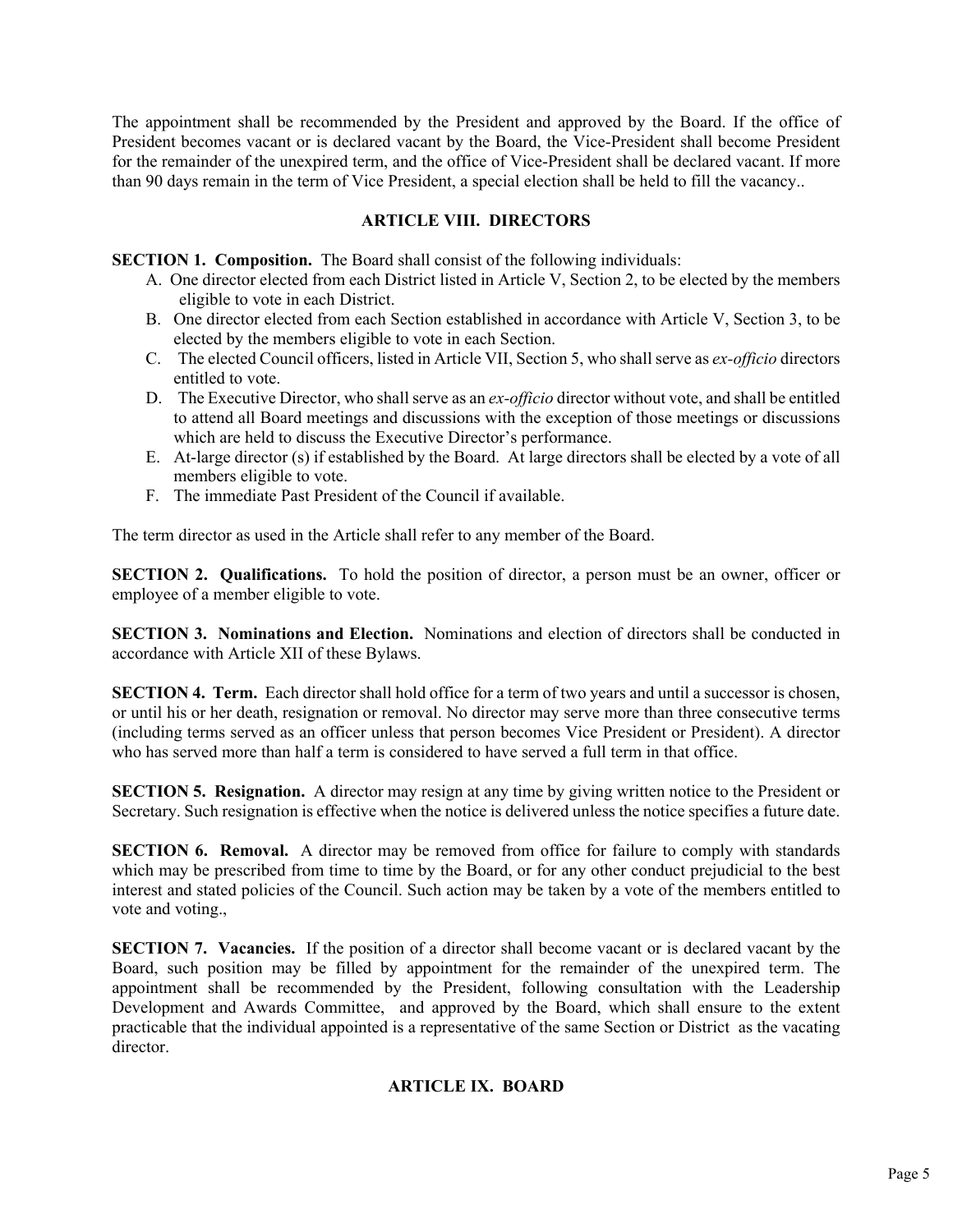The appointment shall be recommended by the President and approved by the Board. If the office of President becomes vacant or is declared vacant by the Board, the Vice-President shall become President for the remainder of the unexpired term, and the office of Vice-President shall be declared vacant. If more than 90 days remain in the term of Vice President, a special election shall be held to fill the vacancy..

## ARTICLE VIII. DIRECTORS

**SECTION 1. Composition.** The Board shall consist of the following individuals:

A. One director elected from each District listed in Article V, Section 2, to be elected by the members eligible to vote in each District.
B. One director elected from each Section established in accordance with Article V, Section 3, to be elected by the members eligible to vote in each Section.
C. The elected Council officers, listed in Article VII, Section 5, who shall serve as *ex-officio* directors entitled to vote.
D. The Executive Director, who shall serve as an *ex-officio* director without vote, and shall be entitled to attend all Board meetings and discussions with the exception of those meetings or discussions which are held to discuss the Executive Director's performance.
E. At-large director (s) if established by the Board. At large directors shall be elected by a vote of all members eligible to vote.
F. The immediate Past President of the Council if available.

The term director as used in the Article shall refer to any member of the Board.

**SECTION 2. Qualifications.** To hold the position of director, a person must be an owner, officer or employee of a member eligible to vote.

**SECTION 3. Nominations and Election.** Nominations and election of directors shall be conducted in accordance with Article XII of these Bylaws.

**SECTION 4. Term.** Each director shall hold office for a term of two years and until a successor is chosen, or until his or her death, resignation or removal. No director may serve more than three consecutive terms (including terms served as an officer unless that person becomes Vice President or President). A director who has served more than half a term is considered to have served a full term in that office.

**SECTION 5. Resignation.** A director may resign at any time by giving written notice to the President or Secretary. Such resignation is effective when the notice is delivered unless the notice specifies a future date.

**SECTION 6. Removal.** A director may be removed from office for failure to comply with standards which may be prescribed from time to time by the Board, or for any other conduct prejudicial to the best interest and stated policies of the Council. Such action may be taken by a vote of the members entitled to vote and voting.,

**SECTION 7. Vacancies.** If the position of a director shall become vacant or is declared vacant by the Board, such position may be filled by appointment for the remainder of the unexpired term. The appointment shall be recommended by the President, following consultation with the Leadership Development and Awards Committee, and approved by the Board, which shall ensure to the extent practicable that the individual appointed is a representative of the same Section or District as the vacating director.

## ARTICLE IX. BOARD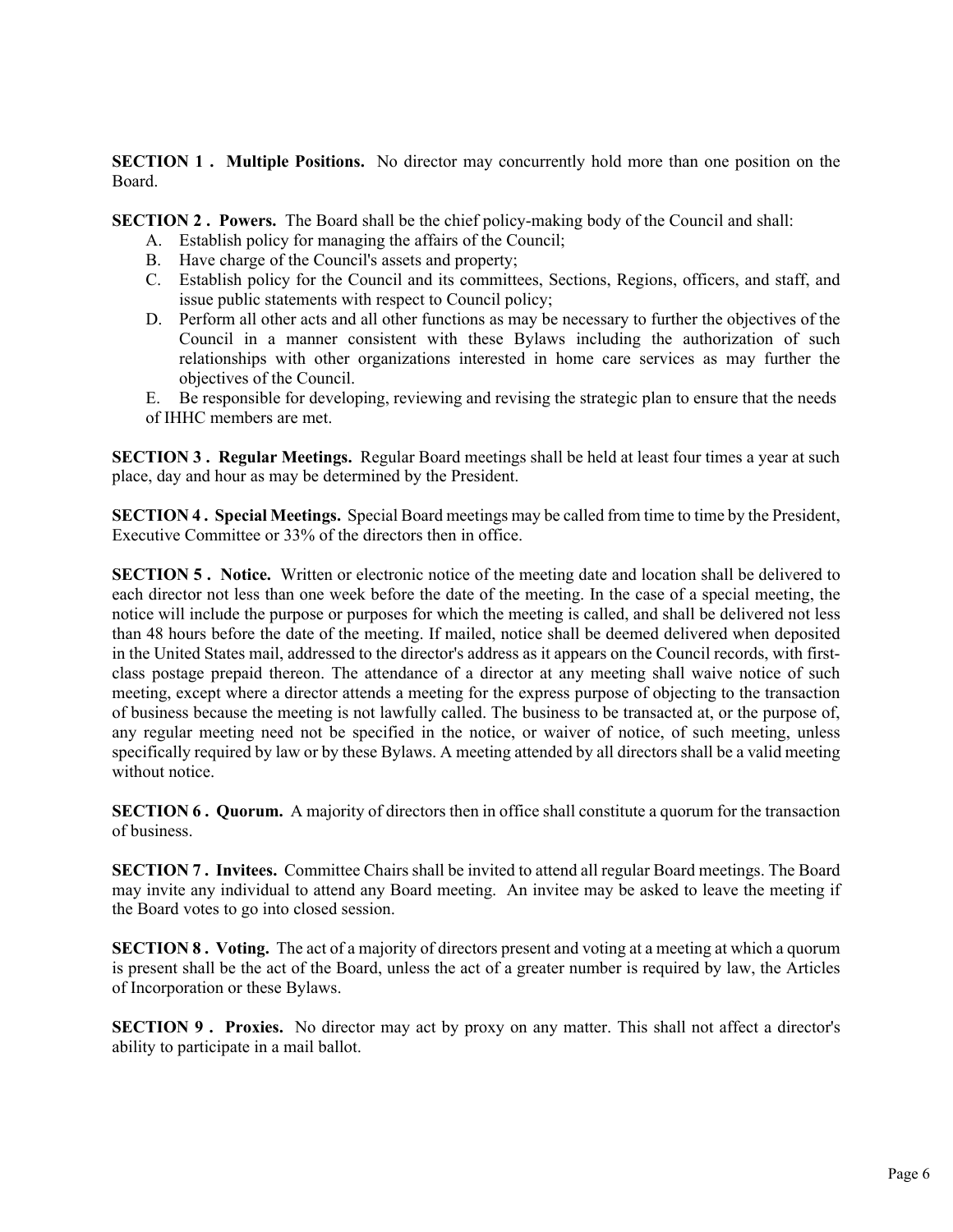**SECTION 1 . Multiple Positions.** No director may concurrently hold more than one position on the Board.

**SECTION 2 . Powers.** The Board shall be the chief policy-making body of the Council and shall:

A. Establish policy for managing the affairs of the Council;
B. Have charge of the Council's assets and property;
C. Establish policy for the Council and its committees, Sections, Regions, officers, and staff, and issue public statements with respect to Council policy;
D. Perform all other acts and all other functions as may be necessary to further the objectives of the Council in a manner consistent with these Bylaws including the authorization of such relationships with other organizations interested in home care services as may further the objectives of the Council.
E. Be responsible for developing, reviewing and revising the strategic plan to ensure that the needs of IHHC members are met.

**SECTION 3 . Regular Meetings.** Regular Board meetings shall be held at least four times a year at such place, day and hour as may be determined by the President.

**SECTION 4 . Special Meetings.** Special Board meetings may be called from time to time by the President, Executive Committee or 33% of the directors then in office.

**SECTION 5 . Notice.** Written or electronic notice of the meeting date and location shall be delivered to each director not less than one week before the date of the meeting. In the case of a special meeting, the notice will include the purpose or purposes for which the meeting is called, and shall be delivered not less than 48 hours before the date of the meeting. If mailed, notice shall be deemed delivered when deposited in the United States mail, addressed to the director's address as it appears on the Council records, with first-class postage prepaid thereon. The attendance of a director at any meeting shall waive notice of such meeting, except where a director attends a meeting for the express purpose of objecting to the transaction of business because the meeting is not lawfully called. The business to be transacted at, or the purpose of, any regular meeting need not be specified in the notice, or waiver of notice, of such meeting, unless specifically required by law or by these Bylaws. A meeting attended by all directors shall be a valid meeting without notice.

**SECTION 6 . Quorum.** A majority of directors then in office shall constitute a quorum for the transaction of business.

**SECTION 7 . Invitees.** Committee Chairs shall be invited to attend all regular Board meetings. The Board may invite any individual to attend any Board meeting. An invitee may be asked to leave the meeting if the Board votes to go into closed session.

**SECTION 8 . Voting.** The act of a majority of directors present and voting at a meeting at which a quorum is present shall be the act of the Board, unless the act of a greater number is required by law, the Articles of Incorporation or these Bylaws.

**SECTION 9 . Proxies.** No director may act by proxy on any matter. This shall not affect a director's ability to participate in a mail ballot.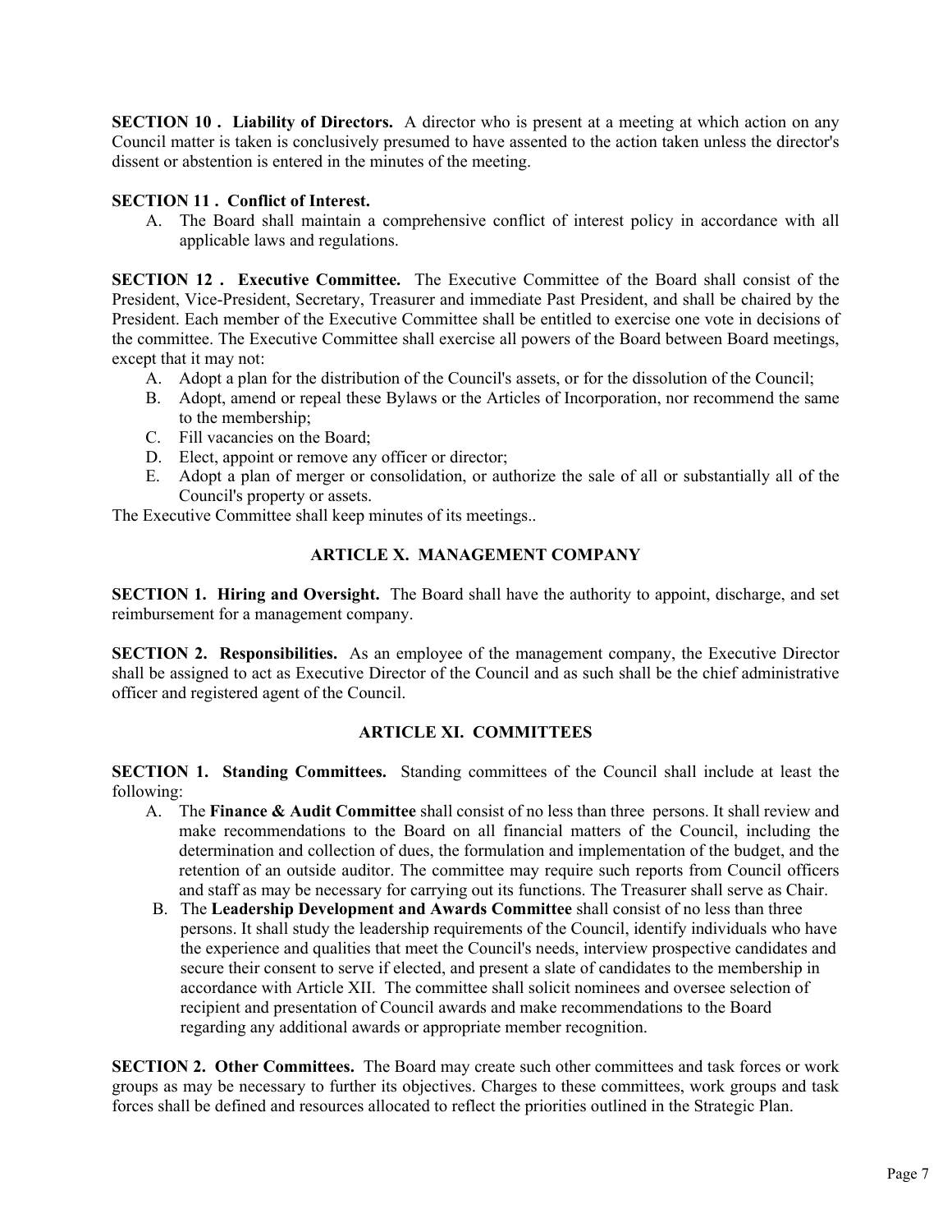**SECTION 10 . Liability of Directors.** A director who is present at a meeting at which action on any Council matter is taken is conclusively presumed to have assented to the action taken unless the director's dissent or abstention is entered in the minutes of the meeting.

**SECTION 11 . Conflict of Interest.**

A. The Board shall maintain a comprehensive conflict of interest policy in accordance with all applicable laws and regulations.

**SECTION 12 . Executive Committee.** The Executive Committee of the Board shall consist of the President, Vice-President, Secretary, Treasurer and immediate Past President, and shall be chaired by the President. Each member of the Executive Committee shall be entitled to exercise one vote in decisions of the committee. The Executive Committee shall exercise all powers of the Board between Board meetings, except that it may not:

A. Adopt a plan for the distribution of the Council's assets, or for the dissolution of the Council;
B. Adopt, amend or repeal these Bylaws or the Articles of Incorporation, nor recommend the same to the membership;
C. Fill vacancies on the Board;
D. Elect, appoint or remove any officer or director;
E. Adopt a plan of merger or consolidation, or authorize the sale of all or substantially all of the Council's property or assets.

The Executive Committee shall keep minutes of its meetings..

## ARTICLE X. MANAGEMENT COMPANY

**SECTION 1. Hiring and Oversight.** The Board shall have the authority to appoint, discharge, and set reimbursement for a management company.

**SECTION 2. Responsibilities.** As an employee of the management company, the Executive Director shall be assigned to act as Executive Director of the Council and as such shall be the chief administrative officer and registered agent of the Council.

## ARTICLE XI. COMMITTEES

**SECTION 1. Standing Committees.** Standing committees of the Council shall include at least the following:

A. The **Finance & Audit Committee** shall consist of no less than three persons. It shall review and make recommendations to the Board on all financial matters of the Council, including the determination and collection of dues, the formulation and implementation of the budget, and the retention of an outside auditor. The committee may require such reports from Council officers and staff as may be necessary for carrying out its functions. The Treasurer shall serve as Chair.
B. The **Leadership Development and Awards Committee** shall consist of no less than three persons. It shall study the leadership requirements of the Council, identify individuals who have the experience and qualities that meet the Council's needs, interview prospective candidates and secure their consent to serve if elected, and present a slate of candidates to the membership in accordance with Article XII. The committee shall solicit nominees and oversee selection of recipient and presentation of Council awards and make recommendations to the Board regarding any additional awards or appropriate member recognition.

**SECTION 2. Other Committees.** The Board may create such other committees and task forces or work groups as may be necessary to further its objectives. Charges to these committees, work groups and task forces shall be defined and resources allocated to reflect the priorities outlined in the Strategic Plan.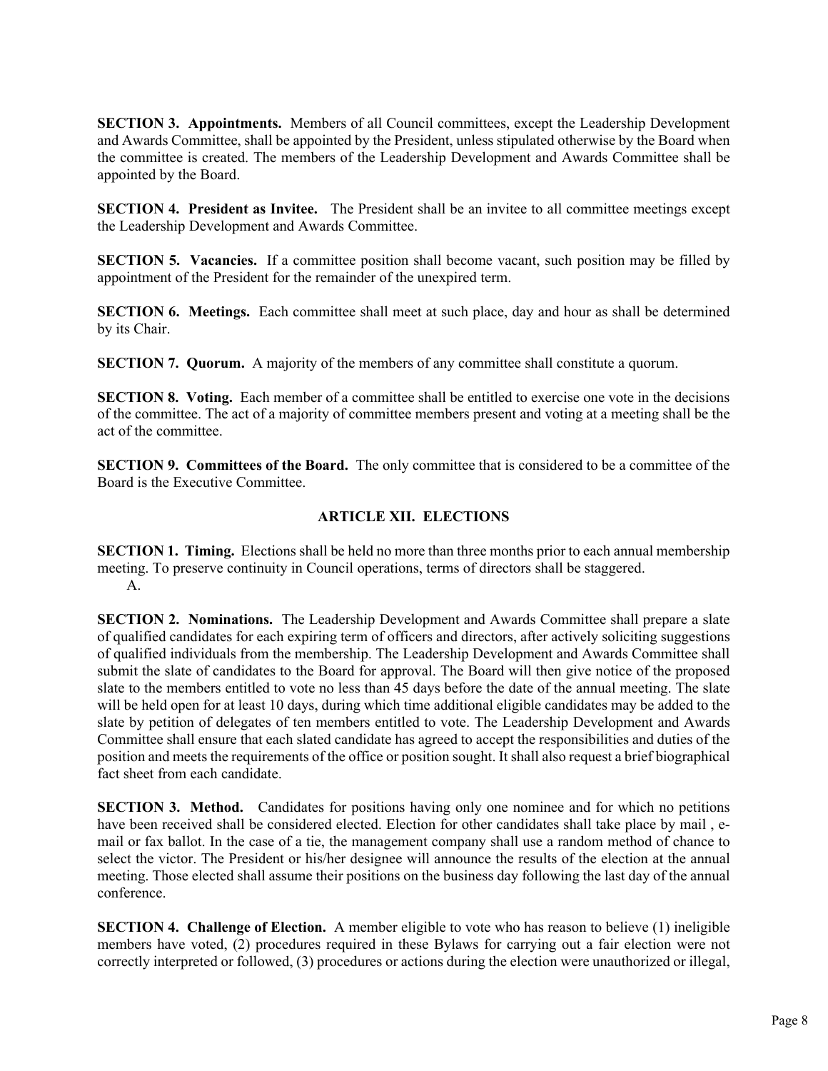**SECTION 3. Appointments.** Members of all Council committees, except the Leadership Development and Awards Committee, shall be appointed by the President, unless stipulated otherwise by the Board when the committee is created. The members of the Leadership Development and Awards Committee shall be appointed by the Board.

**SECTION 4. President as Invitee.** The President shall be an invitee to all committee meetings except the Leadership Development and Awards Committee.

**SECTION 5. Vacancies.** If a committee position shall become vacant, such position may be filled by appointment of the President for the remainder of the unexpired term.

**SECTION 6. Meetings.** Each committee shall meet at such place, day and hour as shall be determined by its Chair.

**SECTION 7. Quorum.** A majority of the members of any committee shall constitute a quorum.

**SECTION 8. Voting.** Each member of a committee shall be entitled to exercise one vote in the decisions of the committee. The act of a majority of committee members present and voting at a meeting shall be the act of the committee.

**SECTION 9. Committees of the Board.** The only committee that is considered to be a committee of the Board is the Executive Committee.

## ARTICLE XII. ELECTIONS

**SECTION 1. Timing.** Elections shall be held no more than three months prior to each annual membership meeting. To preserve continuity in Council operations, terms of directors shall be staggered.

A.

**SECTION 2. Nominations.** The Leadership Development and Awards Committee shall prepare a slate of qualified candidates for each expiring term of officers and directors, after actively soliciting suggestions of qualified individuals from the membership. The Leadership Development and Awards Committee shall submit the slate of candidates to the Board for approval. The Board will then give notice of the proposed slate to the members entitled to vote no less than 45 days before the date of the annual meeting. The slate will be held open for at least 10 days, during which time additional eligible candidates may be added to the slate by petition of delegates of ten members entitled to vote. The Leadership Development and Awards Committee shall ensure that each slated candidate has agreed to accept the responsibilities and duties of the position and meets the requirements of the office or position sought. It shall also request a brief biographical fact sheet from each candidate.

**SECTION 3. Method.** Candidates for positions having only one nominee and for which no petitions have been received shall be considered elected. Election for other candidates shall take place by mail , e-mail or fax ballot. In the case of a tie, the management company shall use a random method of chance to select the victor. The President or his/her designee will announce the results of the election at the annual meeting. Those elected shall assume their positions on the business day following the last day of the annual conference.

**SECTION 4. Challenge of Election.** A member eligible to vote who has reason to believe (1) ineligible members have voted, (2) procedures required in these Bylaws for carrying out a fair election were not correctly interpreted or followed, (3) procedures or actions during the election were unauthorized or illegal,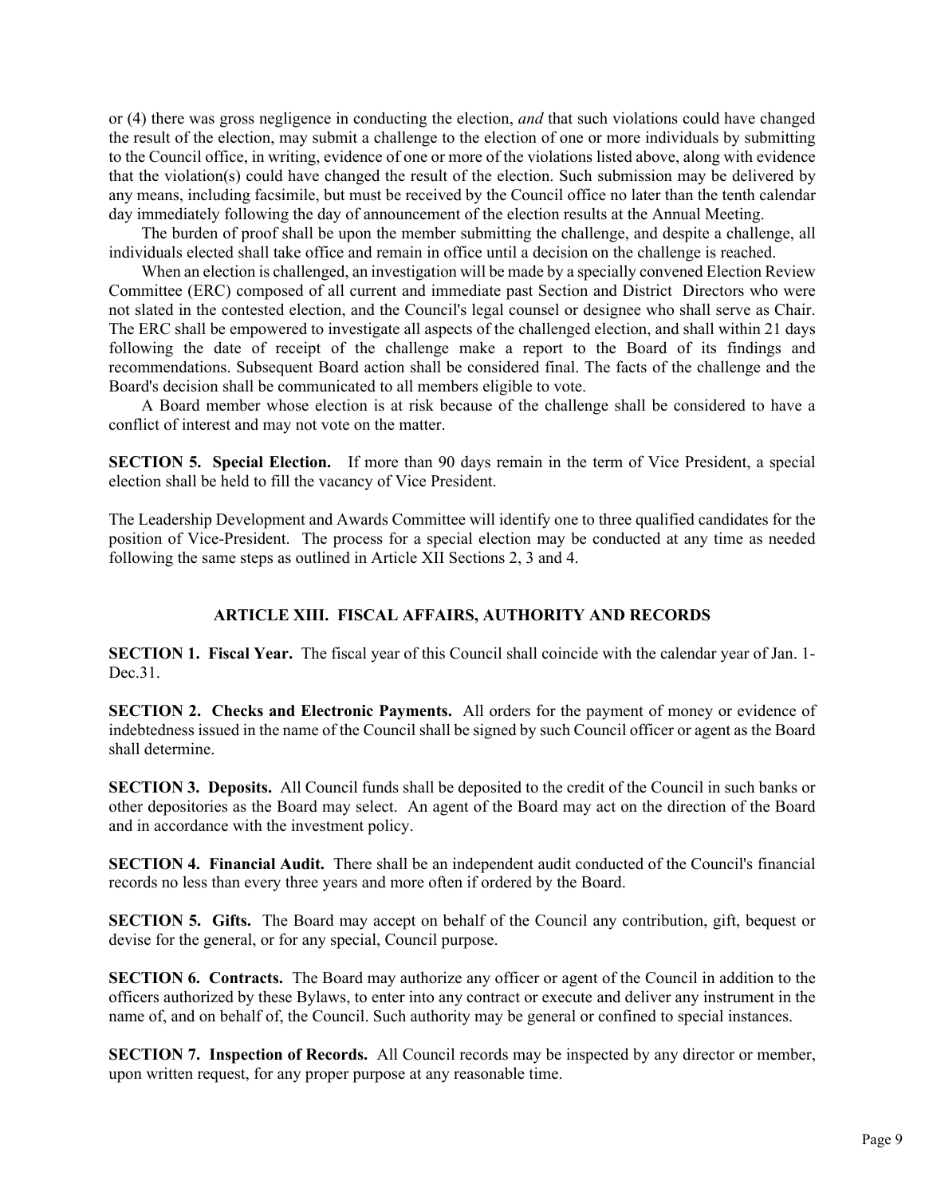or (4) there was gross negligence in conducting the election, *and* that such violations could have changed the result of the election, may submit a challenge to the election of one or more individuals by submitting to the Council office, in writing, evidence of one or more of the violations listed above, along with evidence that the violation(s) could have changed the result of the election. Such submission may be delivered by any means, including facsimile, but must be received by the Council office no later than the tenth calendar day immediately following the day of announcement of the election results at the Annual Meeting.

The burden of proof shall be upon the member submitting the challenge, and despite a challenge, all individuals elected shall take office and remain in office until a decision on the challenge is reached.

When an election is challenged, an investigation will be made by a specially convened Election Review Committee (ERC) composed of all current and immediate past Section and District Directors who were not slated in the contested election, and the Council's legal counsel or designee who shall serve as Chair. The ERC shall be empowered to investigate all aspects of the challenged election, and shall within 21 days following the date of receipt of the challenge make a report to the Board of its findings and recommendations. Subsequent Board action shall be considered final. The facts of the challenge and the Board's decision shall be communicated to all members eligible to vote.

A Board member whose election is at risk because of the challenge shall be considered to have a conflict of interest and may not vote on the matter.

**SECTION 5. Special Election.** If more than 90 days remain in the term of Vice President, a special election shall be held to fill the vacancy of Vice President.

The Leadership Development and Awards Committee will identify one to three qualified candidates for the position of Vice-President. The process for a special election may be conducted at any time as needed following the same steps as outlined in Article XII Sections 2, 3 and 4.

## ARTICLE XIII. FISCAL AFFAIRS, AUTHORITY AND RECORDS

**SECTION 1. Fiscal Year.** The fiscal year of this Council shall coincide with the calendar year of Jan. 1-Dec.31.

**SECTION 2. Checks and Electronic Payments.** All orders for the payment of money or evidence of indebtedness issued in the name of the Council shall be signed by such Council officer or agent as the Board shall determine.

**SECTION 3. Deposits.** All Council funds shall be deposited to the credit of the Council in such banks or other depositories as the Board may select. An agent of the Board may act on the direction of the Board and in accordance with the investment policy.

**SECTION 4. Financial Audit.** There shall be an independent audit conducted of the Council's financial records no less than every three years and more often if ordered by the Board.

**SECTION 5. Gifts.** The Board may accept on behalf of the Council any contribution, gift, bequest or devise for the general, or for any special, Council purpose.

**SECTION 6. Contracts.** The Board may authorize any officer or agent of the Council in addition to the officers authorized by these Bylaws, to enter into any contract or execute and deliver any instrument in the name of, and on behalf of, the Council. Such authority may be general or confined to special instances.

**SECTION 7. Inspection of Records.** All Council records may be inspected by any director or member, upon written request, for any proper purpose at any reasonable time.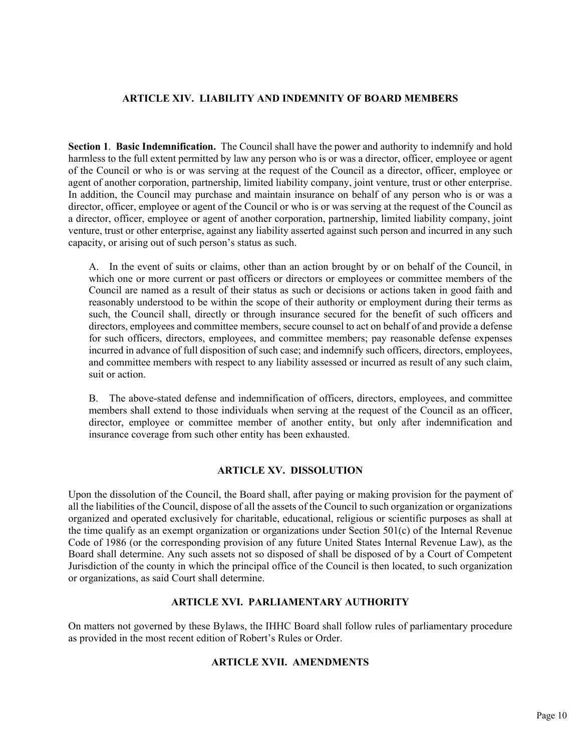## ARTICLE XIV. LIABILITY AND INDEMNITY OF BOARD MEMBERS

**Section 1**. **Basic Indemnification.** The Council shall have the power and authority to indemnify and hold harmless to the full extent permitted by law any person who is or was a director, officer, employee or agent of the Council or who is or was serving at the request of the Council as a director, officer, employee or agent of another corporation, partnership, limited liability company, joint venture, trust or other enterprise. In addition, the Council may purchase and maintain insurance on behalf of any person who is or was a director, officer, employee or agent of the Council or who is or was serving at the request of the Council as a director, officer, employee or agent of another corporation, partnership, limited liability company, joint venture, trust or other enterprise, against any liability asserted against such person and incurred in any such capacity, or arising out of such person's status as such.

A. In the event of suits or claims, other than an action brought by or on behalf of the Council, in which one or more current or past officers or directors or employees or committee members of the Council are named as a result of their status as such or decisions or actions taken in good faith and reasonably understood to be within the scope of their authority or employment during their terms as such, the Council shall, directly or through insurance secured for the benefit of such officers and directors, employees and committee members, secure counsel to act on behalf of and provide a defense for such officers, directors, employees, and committee members; pay reasonable defense expenses incurred in advance of full disposition of such case; and indemnify such officers, directors, employees, and committee members with respect to any liability assessed or incurred as result of any such claim, suit or action.

B. The above-stated defense and indemnification of officers, directors, employees, and committee members shall extend to those individuals when serving at the request of the Council as an officer, director, employee or committee member of another entity, but only after indemnification and insurance coverage from such other entity has been exhausted.

## ARTICLE XV. DISSOLUTION

Upon the dissolution of the Council, the Board shall, after paying or making provision for the payment of all the liabilities of the Council, dispose of all the assets of the Council to such organization or organizations organized and operated exclusively for charitable, educational, religious or scientific purposes as shall at the time qualify as an exempt organization or organizations under Section 501(c) of the Internal Revenue Code of 1986 (or the corresponding provision of any future United States Internal Revenue Law), as the Board shall determine. Any such assets not so disposed of shall be disposed of by a Court of Competent Jurisdiction of the county in which the principal office of the Council is then located, to such organization or organizations, as said Court shall determine.

## ARTICLE XVI. PARLIAMENTARY AUTHORITY

On matters not governed by these Bylaws, the IHHC Board shall follow rules of parliamentary procedure as provided in the most recent edition of Robert's Rules or Order.

## ARTICLE XVII. AMENDMENTS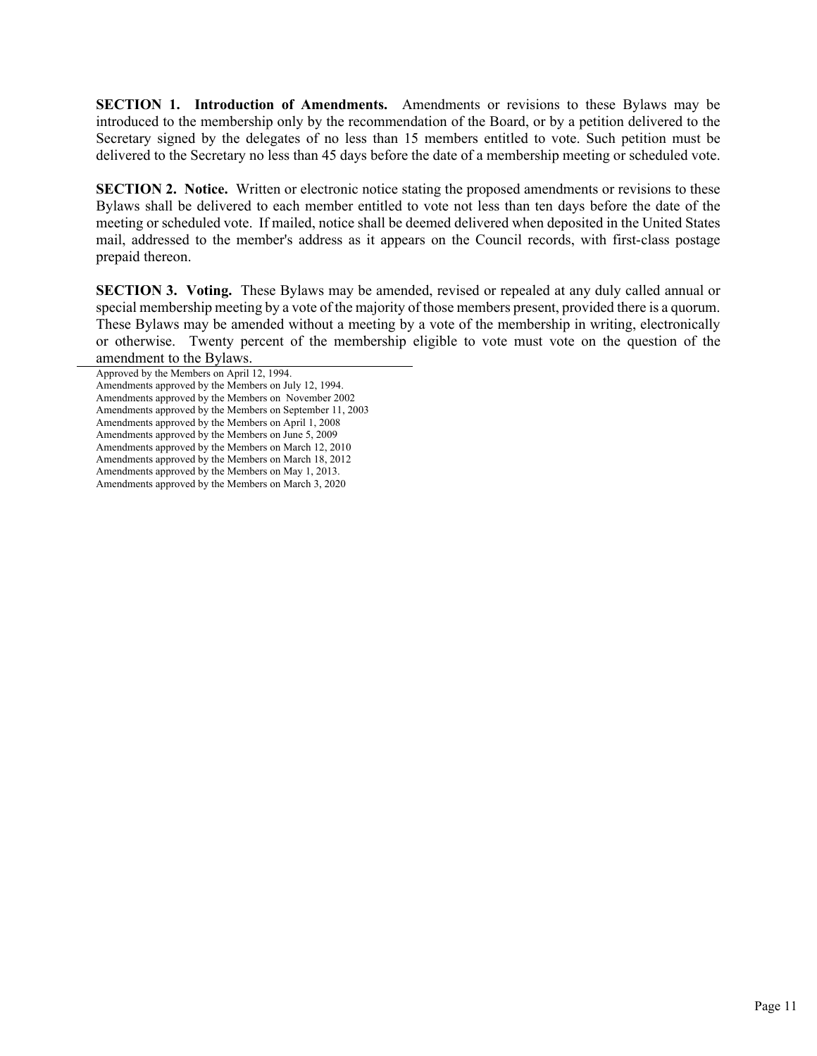**SECTION 1. Introduction of Amendments.** Amendments or revisions to these Bylaws may be introduced to the membership only by the recommendation of the Board, or by a petition delivered to the Secretary signed by the delegates of no less than 15 members entitled to vote. Such petition must be delivered to the Secretary no less than 45 days before the date of a membership meeting or scheduled vote.

**SECTION 2. Notice.** Written or electronic notice stating the proposed amendments or revisions to these Bylaws shall be delivered to each member entitled to vote not less than ten days before the date of the meeting or scheduled vote. If mailed, notice shall be deemed delivered when deposited in the United States mail, addressed to the member's address as it appears on the Council records, with first-class postage prepaid thereon.

**SECTION 3. Voting.** These Bylaws may be amended, revised or repealed at any duly called annual or special membership meeting by a vote of the majority of those members present, provided there is a quorum. These Bylaws may be amended without a meeting by a vote of the membership in writing, electronically or otherwise. Twenty percent of the membership eligible to vote must vote on the question of the amendment to the Bylaws.

---

Approved by the Members on April 12, 1994.
Amendments approved by the Members on July 12, 1994.
Amendments approved by the Members on November 2002
Amendments approved by the Members on September 11, 2003
Amendments approved by the Members on April 1, 2008
Amendments approved by the Members on June 5, 2009
Amendments approved by the Members on March 12, 2010
Amendments approved by the Members on March 18, 2012
Amendments approved by the Members on May 1, 2013.
Amendments approved by the Members on March 3, 2020